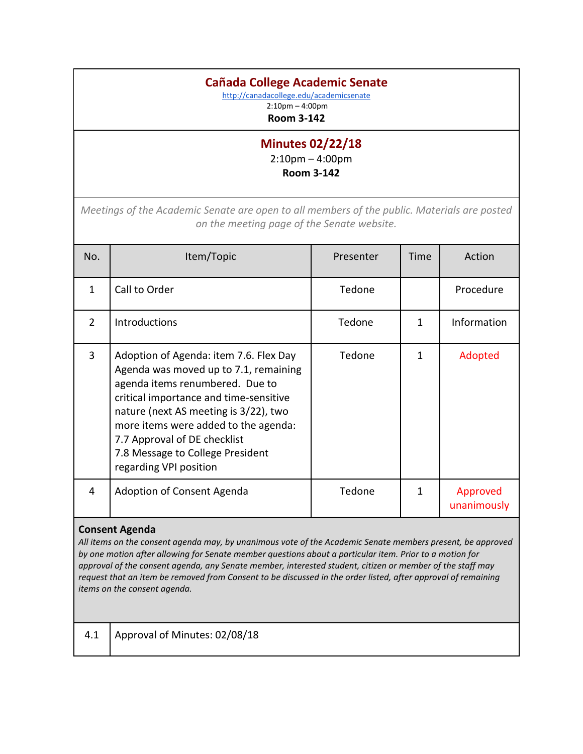# Cañada College Academic Senate

http://canadacollege.edu/academicsenate

2:10pm – 4:00pm

**Room 3-142**

## Minutes 02/22/18

2:10pm – 4:00pm

**Room 3-142**

*Meetings of the Academic Senate are open to all members of the public. Materials are posted on the meeting page of the Senate website.*

| No. | Item/Topic | Presenter | Time | Action |
|---|---|---|---|---|
| 1 | Call to Order | Tedone | | Procedure |
| 2 | Introductions | Tedone | 1 | Information |
| 3 | Adoption of Agenda: item 7.6. Flex Day Agenda was moved up to 7.1, remaining agenda items renumbered. Due to critical importance and time-sensitive nature (next AS meeting is 3/22), two more items were added to the agenda:<br>7.7 Approval of DE checklist<br>7.8 Message to College President regarding VPI position | Tedone | 1 | Adopted |
| 4 | Adoption of Consent Agenda | Tedone | 1 | Approved unanimously |

**Consent Agenda**

*All items on the consent agenda may, by unanimous vote of the Academic Senate members present, be approved by one motion after allowing for Senate member questions about a particular item. Prior to a motion for approval of the consent agenda, any Senate member, interested student, citizen or member of the staff may request that an item be removed from Consent to be discussed in the order listed, after approval of remaining items on the consent agenda.*

| | |
|---|---|
| 4.1 | Approval of Minutes: 02/08/18 |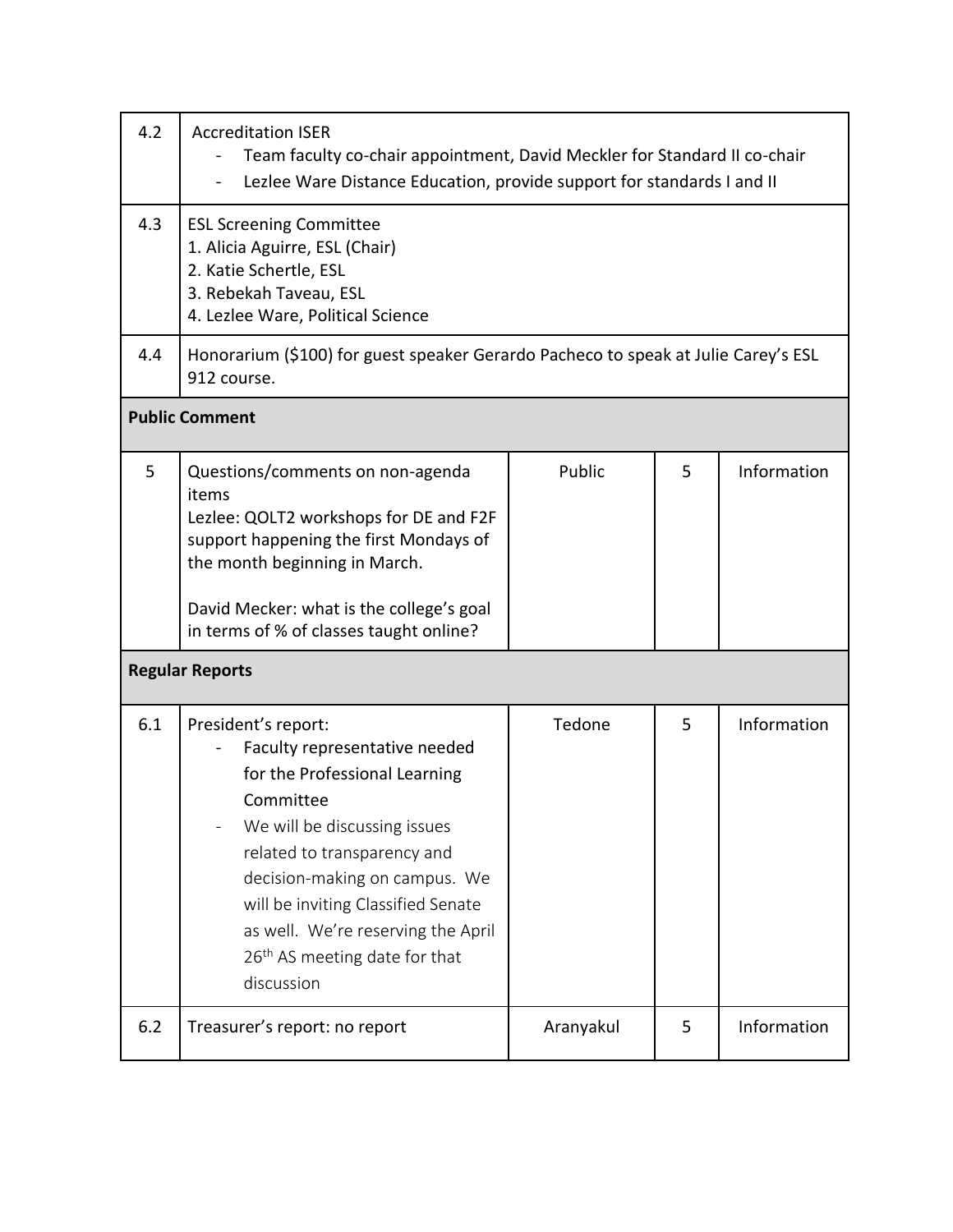| | | | | |
|---|---|---|---|---|
| 4.2 | Accreditation ISER<br>- Team faculty co-chair appointment, David Meckler for Standard II co-chair<br>- Lezlee Ware Distance Education, provide support for standards I and II | | | |
| 4.3 | ESL Screening Committee<br>1. Alicia Aguirre, ESL (Chair)<br>2. Katie Schertle, ESL<br>3. Rebekah Taveau, ESL<br>4. Lezlee Ware, Political Science | | | |
| 4.4 | Honorarium ($100) for guest speaker Gerardo Pacheco to speak at Julie Carey's ESL 912 course. | | | |
| **Public Comment** | | | | |
| 5 | Questions/comments on non-agenda items<br>Lezlee: QOLT2 workshops for DE and F2F support happening the first Mondays of the month beginning in March.<br><br>David Mecker: what is the college's goal in terms of % of classes taught online? | Public | 5 | Information |
| **Regular Reports** | | | | |
| 6.1 | President's report:<br>- Faculty representative needed for the Professional Learning Committee<br>- We will be discussing issues related to transparency and decision-making on campus. We will be inviting Classified Senate as well. We're reserving the April 26th AS meeting date for that discussion | Tedone | 5 | Information |
| 6.2 | Treasurer's report: no report | Aranyakul | 5 | Information |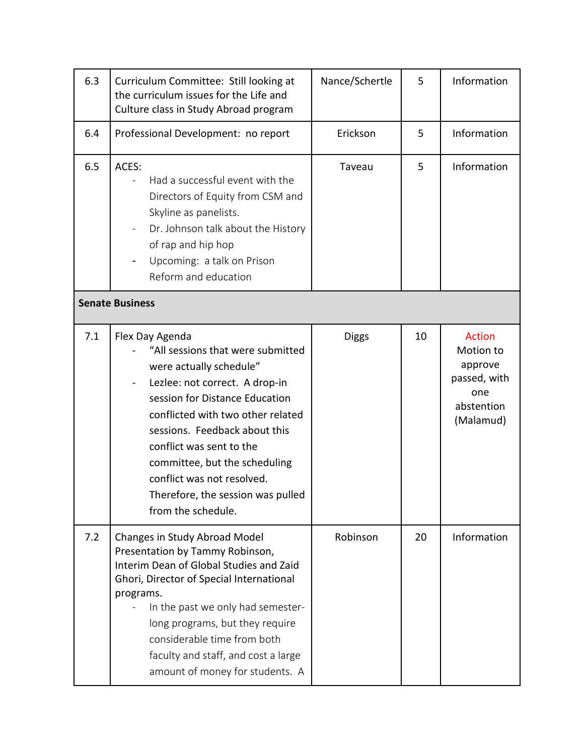| | | | | |
|---|---|---|---|---|
| 6.3 | Curriculum Committee: Still looking at the curriculum issues for the Life and Culture class in Study Abroad program | Nance/Schertle | 5 | Information |
| 6.4 | Professional Development: no report | Erickson | 5 | Information |
| 6.5 | ACES:<br>- Had a successful event with the Directors of Equity from CSM and Skyline as panelists.<br>- Dr. Johnson talk about the History of rap and hip hop<br>- Upcoming: a talk on Prison Reform and education | Taveau | 5 | Information |
| **Senate Business** | | | | |
| 7.1 | Flex Day Agenda<br>- "All sessions that were submitted were actually schedule"<br>- Lezlee: not correct. A drop-in session for Distance Education conflicted with two other related sessions. Feedback about this conflict was sent to the committee, but the scheduling conflict was not resolved. Therefore, the session was pulled from the schedule. | Diggs | 10 | Action<br>Motion to approve passed, with one abstention (Malamud) |
| 7.2 | Changes in Study Abroad Model Presentation by Tammy Robinson, Interim Dean of Global Studies and Zaid Ghori, Director of Special International programs.<br>- In the past we only had semester-long programs, but they require considerable time from both faculty and staff, and cost a large amount of money for students. A | Robinson | 20 | Information |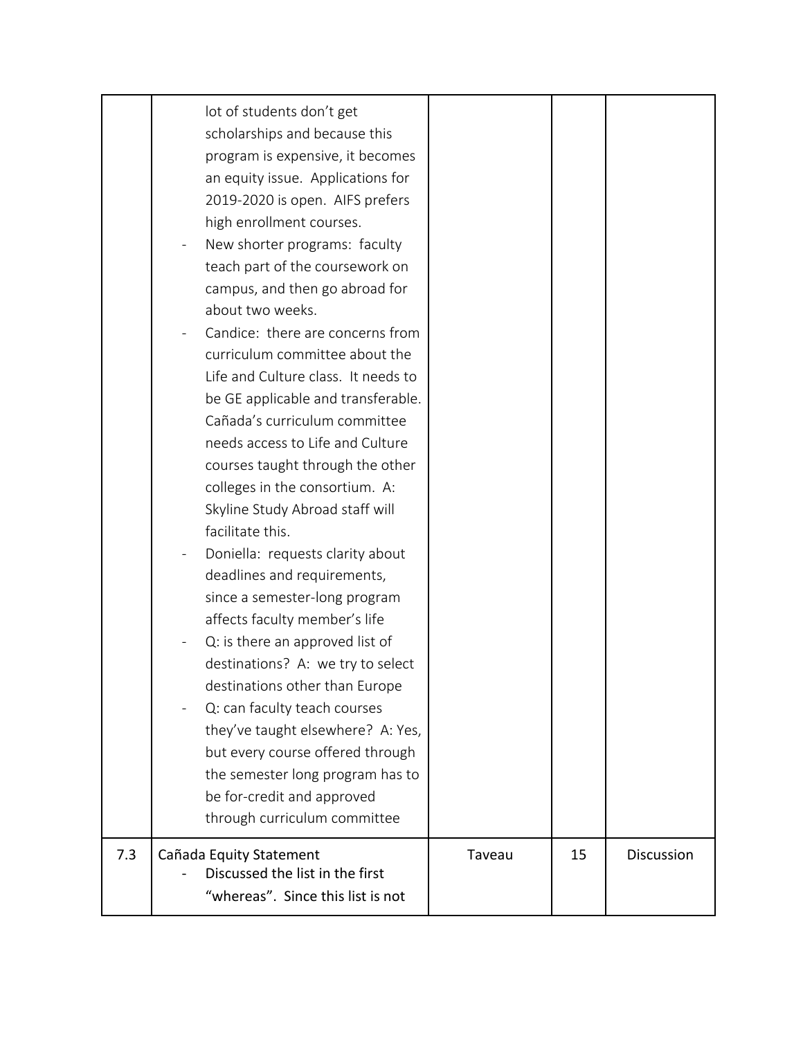| | | | | |
|---|---|---|---|---|
| | lot of students don't get scholarships and because this program is expensive, it becomes an equity issue. Applications for 2019-2020 is open. AIFS prefers high enrollment courses.<br>- New shorter programs: faculty teach part of the coursework on campus, and then go abroad for about two weeks.<br>- Candice: there are concerns from curriculum committee about the Life and Culture class. It needs to be GE applicable and transferable. Cañada's curriculum committee needs access to Life and Culture courses taught through the other colleges in the consortium. A: Skyline Study Abroad staff will facilitate this.<br>- Doniella: requests clarity about deadlines and requirements, since a semester-long program affects faculty member's life<br>- Q: is there an approved list of destinations? A: we try to select destinations other than Europe<br>- Q: can faculty teach courses they've taught elsewhere? A: Yes, but every course offered through the semester long program has to be for-credit and approved through curriculum committee | | | |
| 7.3 | Cañada Equity Statement<br>- Discussed the list in the first "whereas". Since this list is not | Taveau | 15 | Discussion |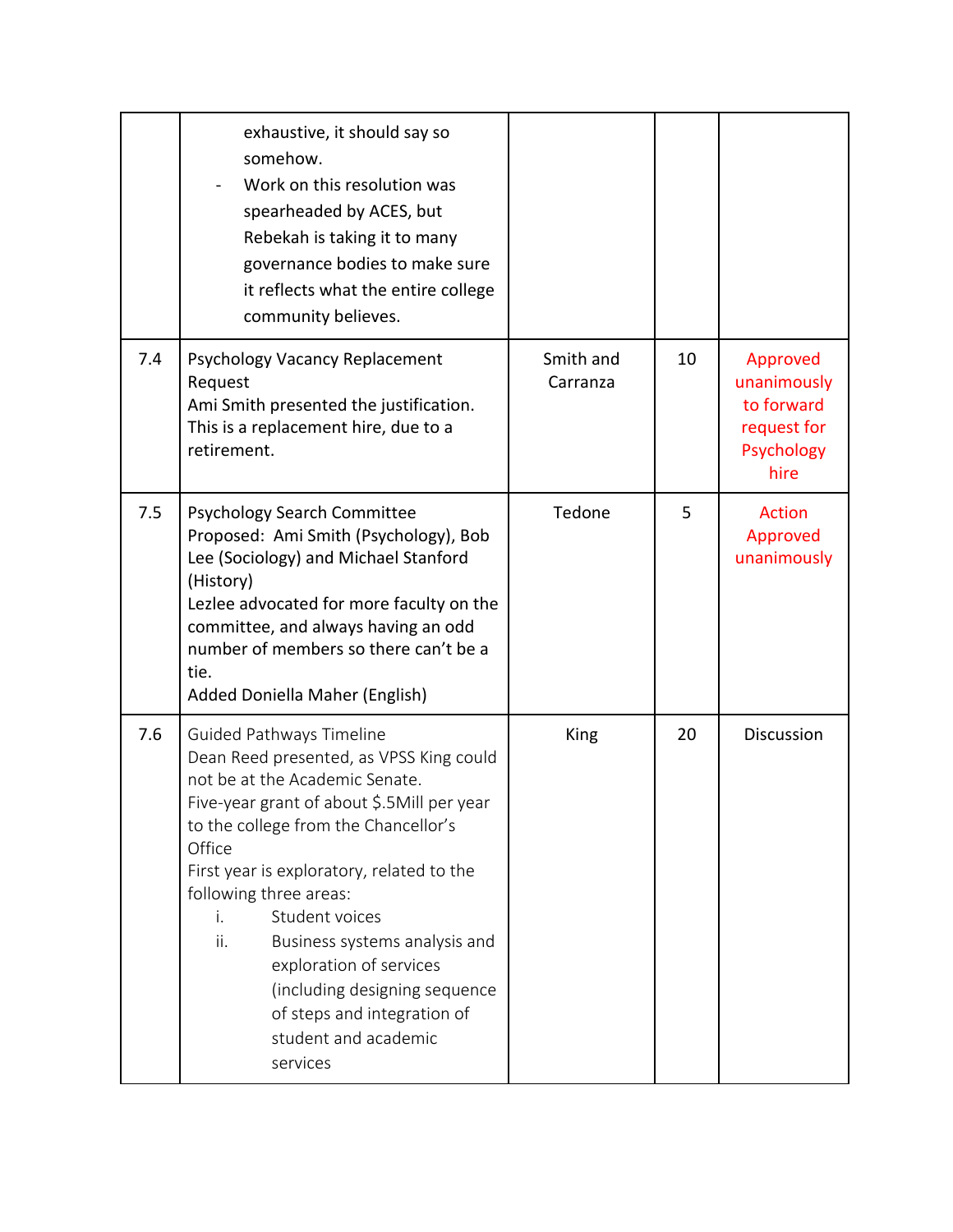| | | | | |
|---|---|---|---|---|
| | exhaustive, it should say so somehow.<br>- Work on this resolution was spearheaded by ACES, but Rebekah is taking it to many governance bodies to make sure it reflects what the entire college community believes. | | | |
| 7.4 | Psychology Vacancy Replacement Request<br>Ami Smith presented the justification. This is a replacement hire, due to a retirement. | Smith and Carranza | 10 | Approved unanimously to forward request for Psychology hire |
| 7.5 | Psychology Search Committee<br>Proposed: Ami Smith (Psychology), Bob Lee (Sociology) and Michael Stanford (History)<br>Lezlee advocated for more faculty on the committee, and always having an odd number of members so there can't be a tie.<br>Added Doniella Maher (English) | Tedone | 5 | Action Approved unanimously |
| 7.6 | Guided Pathways Timeline<br>Dean Reed presented, as VPSS King could not be at the Academic Senate.<br>Five-year grant of about $.5Mill per year to the college from the Chancellor's Office<br>First year is exploratory, related to the following three areas:<br>i. Student voices<br>ii. Business systems analysis and exploration of services (including designing sequence of steps and integration of student and academic services | King | 20 | Discussion |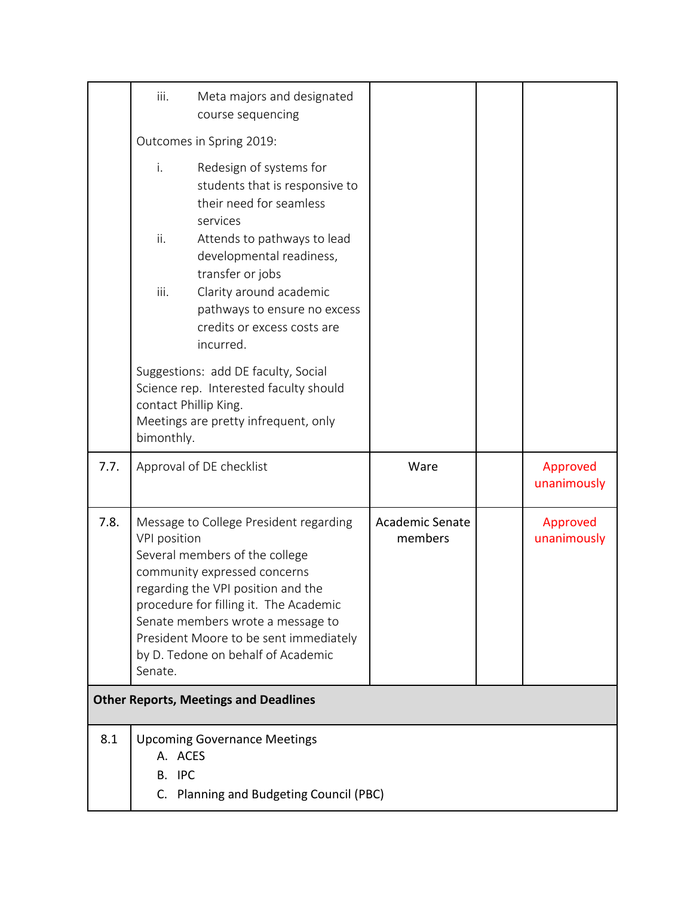| | | | | |
|---|---|---|---|---|
| | iii. Meta majors and designated course sequencing<br><br>Outcomes in Spring 2019:<br><br>i. Redesign of systems for students that is responsive to their need for seamless services<br>ii. Attends to pathways to lead developmental readiness, transfer or jobs<br>iii. Clarity around academic pathways to ensure no excess credits or excess costs are incurred.<br><br>Suggestions: add DE faculty, Social Science rep. Interested faculty should contact Phillip King.<br>Meetings are pretty infrequent, only bimonthly. | | | |
| 7.7. | Approval of DE checklist | Ware | | Approved unanimously |
| 7.8. | Message to College President regarding VPI position<br>Several members of the college community expressed concerns regarding the VPI position and the procedure for filling it. The Academic Senate members wrote a message to President Moore to be sent immediately by D. Tedone on behalf of Academic Senate. | Academic Senate members | | Approved unanimously |
| **Other Reports, Meetings and Deadlines** | | | | |
| 8.1 | Upcoming Governance Meetings<br>A. ACES<br>B. IPC<br>C. Planning and Budgeting Council (PBC) | | | |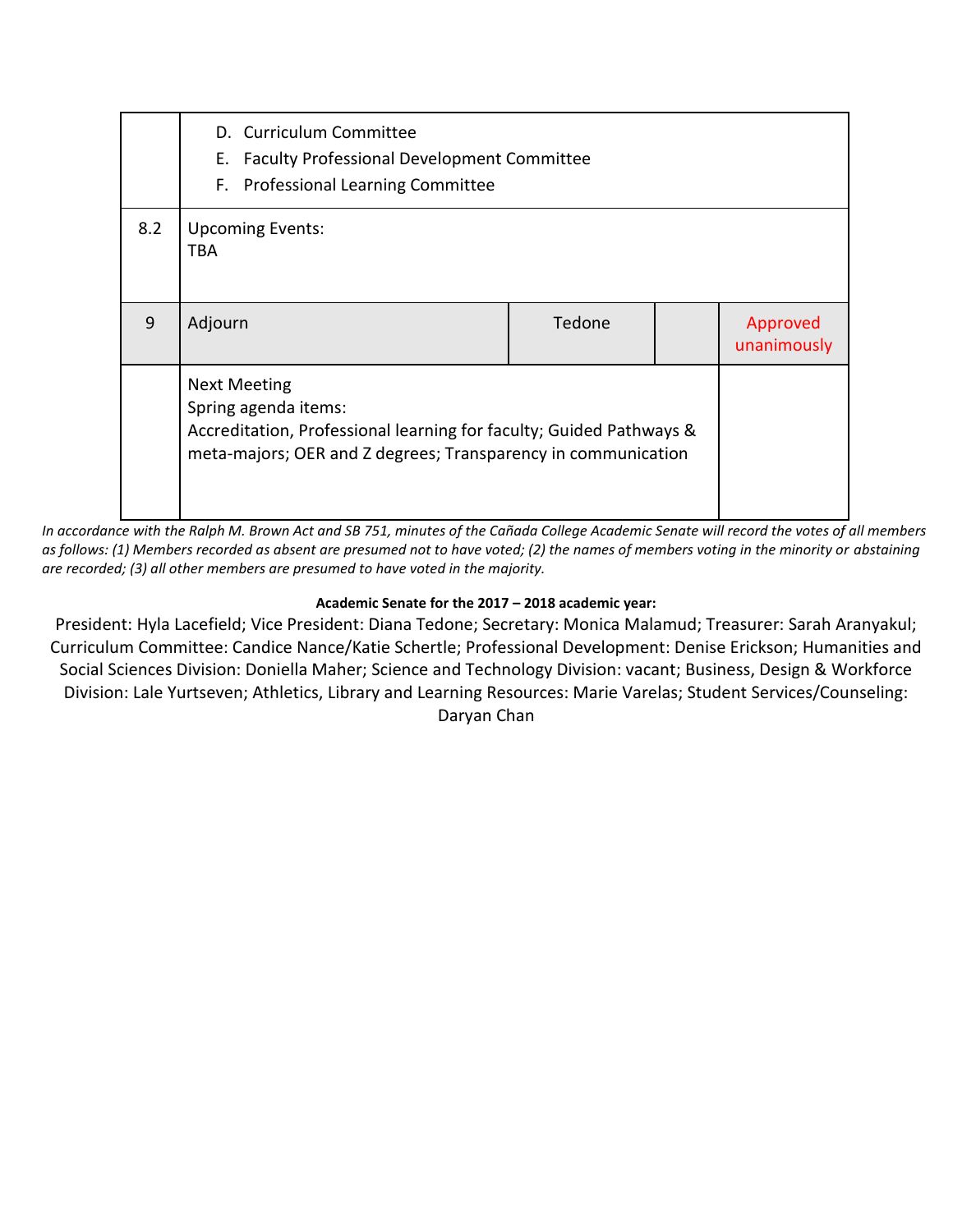| | | | | |
|---|---|---|---|---|
| | D. Curriculum Committee<br>E. Faculty Professional Development Committee<br>F. Professional Learning Committee | | | |
| 8.2 | Upcoming Events:<br>TBA | | | |
| 9 | Adjourn | Tedone | | Approved unanimously |
| | Next Meeting<br>Spring agenda items:<br>Accreditation, Professional learning for faculty; Guided Pathways & meta-majors; OER and Z degrees; Transparency in communication | | | |

*In accordance with the Ralph M. Brown Act and SB 751, minutes of the Cañada College Academic Senate will record the votes of all members as follows: (1) Members recorded as absent are presumed not to have voted; (2) the names of members voting in the minority or abstaining are recorded; (3) all other members are presumed to have voted in the majority.*

**Academic Senate for the 2017 – 2018 academic year:**

President: Hyla Lacefield; Vice President: Diana Tedone; Secretary: Monica Malamud; Treasurer: Sarah Aranyakul; Curriculum Committee: Candice Nance/Katie Schertle; Professional Development: Denise Erickson; Humanities and Social Sciences Division: Doniella Maher; Science and Technology Division: vacant; Business, Design & Workforce Division: Lale Yurtseven; Athletics, Library and Learning Resources: Marie Varelas; Student Services/Counseling: Daryan Chan